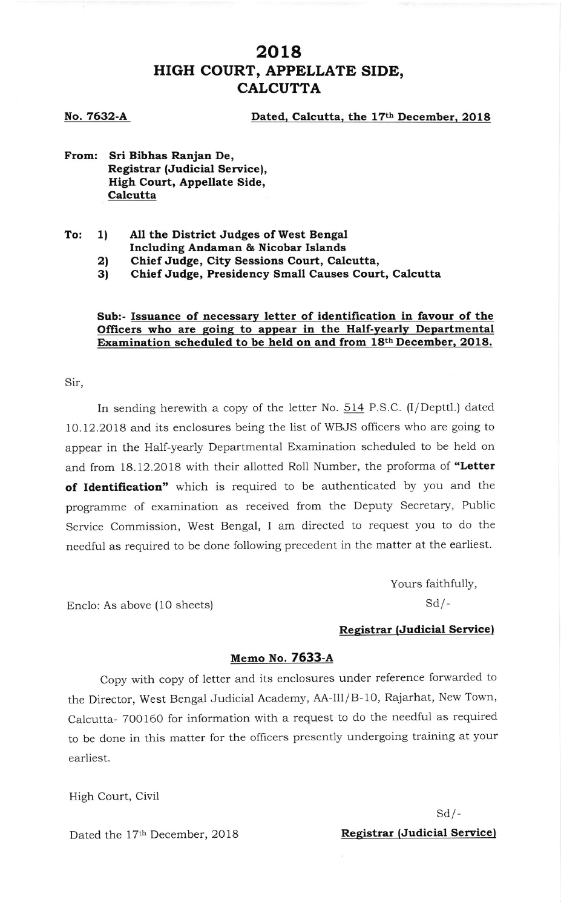# 2018

# HIGH COURT, APPELLATE SIDE, CALCUTTA

**No. 7632-A** **Dated, Calcutta, the 17th December, 2018**

**From: Sri Bibhas Ranjan De,**
**Registrar (Judicial Service),**
**High Court, Appellate Side,**
**Calcutta**

**To:**
1) **All the District Judges of West Bengal Including Andaman & Nicobar Islands**
2) **Chief Judge, City Sessions Court, Calcutta,**
3) **Chief Judge, Presidency Small Causes Court, Calcutta**

**Sub:- Issuance of necessary letter of identification in favour of the Officers who are going to appear in the Half-yearly Departmental Examination scheduled to be held on and from 18th December, 2018.**

Sir,

In sending herewith a copy of the letter No. 514 P.S.C. (I/Deptl.) dated 10.12.2018 and its enclosures being the list of WBJS officers who are going to appear in the Half-yearly Departmental Examination scheduled to be held on and from 18.12.2018 with their allotted Roll Number, the proforma of **"Letter of Identification"** which is required to be authenticated by you and the programme of examination as received from the Deputy Secretary, Public Service Commission, West Bengal, I am directed to request you to do the needful as required to be done following precedent in the matter at the earliest.

Yours faithfully,

Sd/-

Enclo: As above (10 sheets)

**Registrar (Judicial Service)**

**Memo No. 7633-A**

Copy with copy of letter and its enclosures under reference forwarded to the Director, West Bengal Judicial Academy, AA-III/B-10, Rajarhat, New Town, Calcutta- 700160 for information with a request to do the needful as required to be done in this matter for the officers presently undergoing training at your earliest.

High Court, Civil

Dated the 17th December, 2018

Sd/-

**Registrar (Judicial Service)**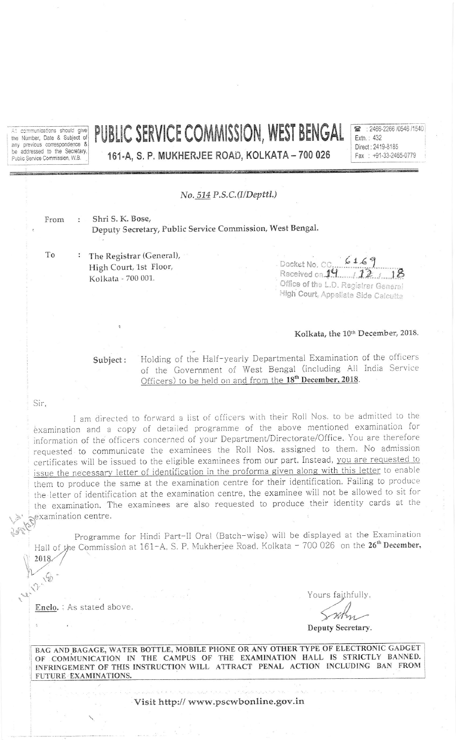All communications should give the Number, Date & Subject of any previous correspondence & be addressed to the Secretary, Public Service Commission, W.B.

# PUBLIC SERVICE COMMISSION, WEST BENGAL

**161-A, S. P. MUKHERJEE ROAD, KOLKATA – 700 026**

☎ : 2466-2266 /0546 /1540
Extn. : 432
Direct : 2419-8185
Fax : +91-33-2465-0779

*No. 514 P.S.C.(I/Depttl.)*

From : Shri S. K. Bose,
Deputy Secretary, Public Service Commission, West Bengal.

To : The Registrar (General),
High Court, 1st Floor,
Kolkata - 700 001.

Docket No. CC 6169
Received on 14 / 12 / 18
Office of the L.D. Registrar General
High Court, Appellate Side Calcutta

Kolkata, the 10th December, 2018.

Subject : Holding of the Half-yearly Departmental Examination of the officers of the Government of West Bengal (including All India Service Officers) to be held on and from the **18th December, 2018**.

Sir,

I am directed to forward a list of officers with their Roll Nos. to be admitted to the examination and a copy of detailed programme of the above mentioned examination for information of the officers concerned of your Department/Directorate/Office. You are therefore requested to communicate the examinees the Roll Nos. assigned to them. No admission certificates will be issued to the eligible examinees from our part. Instead, you are requested to issue the necessary letter of identification in the proforma given along with this letter to enable them to produce the same at the examination centre for their identification. Failing to produce the letter of identification at the examination centre, the examinee will not be allowed to sit for the examination. The examinees are also requested to produce their identity cards at the examination centre.

Programme for Hindi Part-II Oral (Batch-wise) will be displayed at the Examination Hall of the Commission at 161-A, S. P. Mukherjee Road, Kolkata – 700 026 on the **26th December, 2018**.

**Enclo.** : As stated above.

Yours faithfully,

**Deputy Secretary.**

**BAG AND BAGAGE, WATER BOTTLE, MOBILE PHONE OR ANY OTHER TYPE OF ELECTRONIC GADGET OF COMMUNICATION IN THE CAMPUS OF THE EXAMINATION HALL IS STRICTLY BANNED. INFRINGEMENT OF THIS INSTRUCTION WILL ATTRACT PENAL ACTION INCLUDING BAN FROM FUTURE EXAMINATIONS.**

**Visit http:// www.pscwbonline.gov.in**